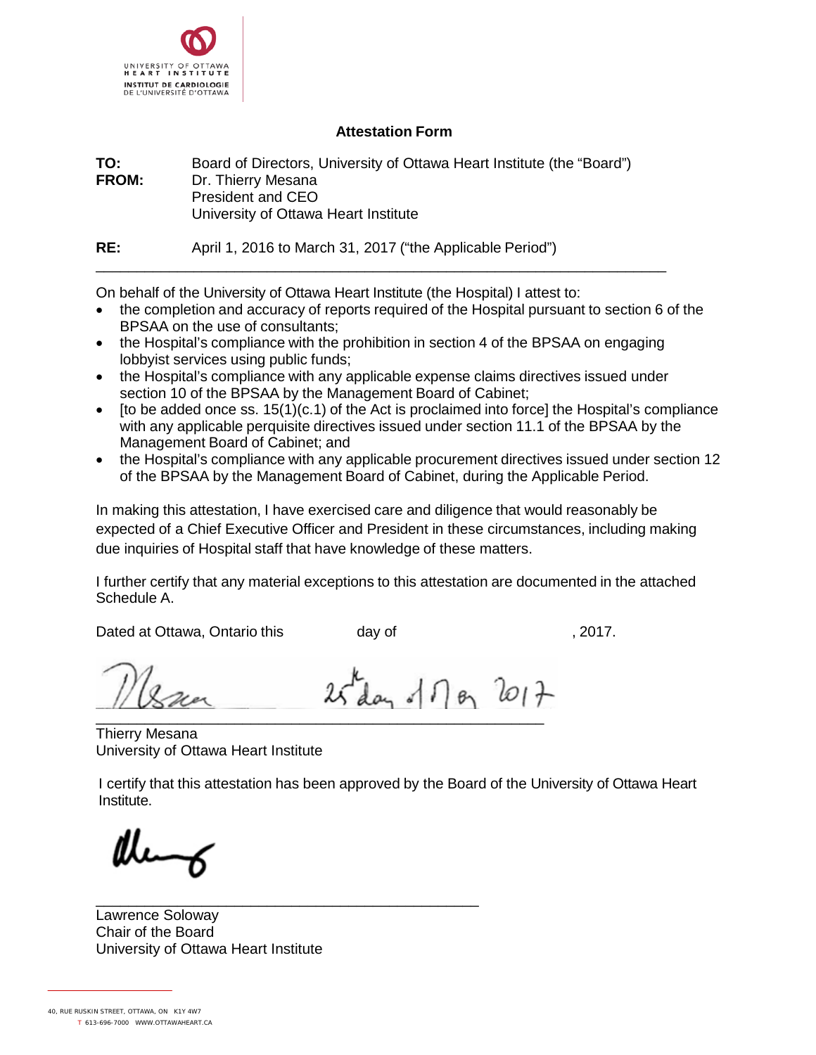UNIVERSITY OF OTTAWA HEART INSTITUTE
INSTITUT DE CARDIOLOGIE DE L'UNIVERSITÉ D'OTTAWA

## Attestation Form

**TO:** Board of Directors, University of Ottawa Heart Institute (the "Board")
**FROM:** Dr. Thierry Mesana
President and CEO
University of Ottawa Heart Institute

**RE:** April 1, 2016 to March 31, 2017 ("the Applicable Period")

---

On behalf of the University of Ottawa Heart Institute (the Hospital) I attest to:

- the completion and accuracy of reports required of the Hospital pursuant to section 6 of the BPSAA on the use of consultants;
- the Hospital's compliance with the prohibition in section 4 of the BPSAA on engaging lobbyist services using public funds;
- the Hospital's compliance with any applicable expense claims directives issued under section 10 of the BPSAA by the Management Board of Cabinet;
- [to be added once ss. 15(1)(c.1) of the Act is proclaimed into force] the Hospital's compliance with any applicable perquisite directives issued under section 11.1 of the BPSAA by the Management Board of Cabinet; and
- the Hospital's compliance with any applicable procurement directives issued under section 12 of the BPSAA by the Management Board of Cabinet, during the Applicable Period.

In making this attestation, I have exercised care and diligence that would reasonably be expected of a Chief Executive Officer and President in these circumstances, including making due inquiries of Hospital staff that have knowledge of these matters.

I further certify that any material exceptions to this attestation are documented in the attached Schedule A.

Dated at Ottawa, Ontario this day of , 2017.

[Signature] 25th day of May 2017

Thierry Mesana
University of Ottawa Heart Institute

I certify that this attestation has been approved by the Board of the University of Ottawa Heart Institute.

[Signature]

Lawrence Soloway
Chair of the Board
University of Ottawa Heart Institute

40, RUE RUSKIN STREET, OTTAWA, ON K1Y 4W7
T 613-696-7000 WWW.OTTAWAHEART.CA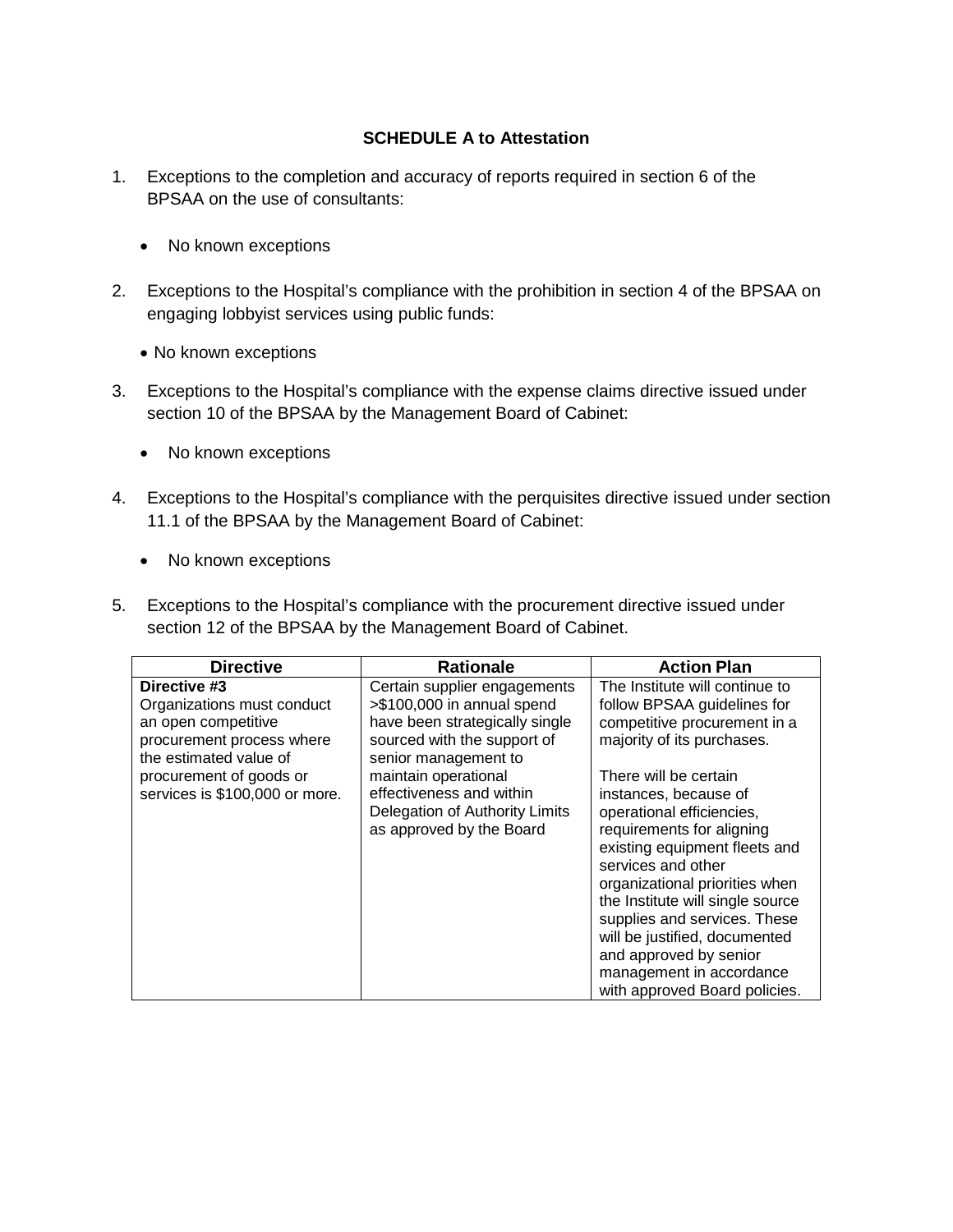**SCHEDULE A to Attestation**

1. Exceptions to the completion and accuracy of reports required in section 6 of the BPSAA on the use of consultants:

    - No known exceptions

2. Exceptions to the Hospital's compliance with the prohibition in section 4 of the BPSAA on engaging lobbyist services using public funds:

    - No known exceptions

3. Exceptions to the Hospital's compliance with the expense claims directive issued under section 10 of the BPSAA by the Management Board of Cabinet:

    - No known exceptions

4. Exceptions to the Hospital's compliance with the perquisites directive issued under section 11.1 of the BPSAA by the Management Board of Cabinet:

    - No known exceptions

5. Exceptions to the Hospital's compliance with the procurement directive issued under section 12 of the BPSAA by the Management Board of Cabinet.

| Directive | Rationale | Action Plan |
|---|---|---|
| **Directive #3** Organizations must conduct an open competitive procurement process where the estimated value of procurement of goods or services is $100,000 or more. | Certain supplier engagements >$100,000 in annual spend have been strategically single sourced with the support of senior management to maintain operational effectiveness and within Delegation of Authority Limits as approved by the Board | The Institute will continue to follow BPSAA guidelines for competitive procurement in a majority of its purchases.<br><br>There will be certain instances, because of operational efficiencies, requirements for aligning existing equipment fleets and services and other organizational priorities when the Institute will single source supplies and services. These will be justified, documented and approved by senior management in accordance with approved Board policies. |